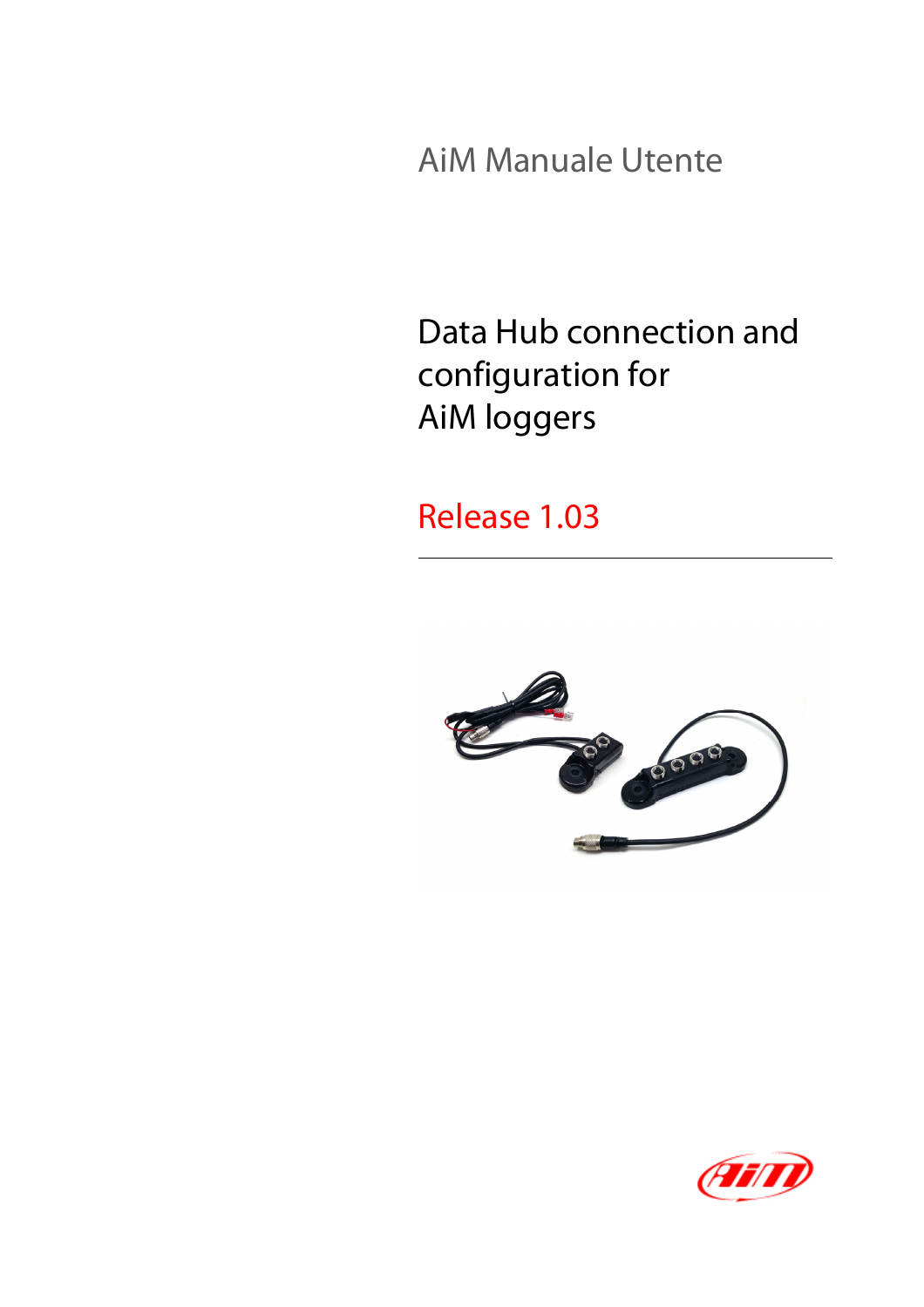AiM Manuale Utente

# Data Hub connection and configuration for AiM loggers

Release 1.03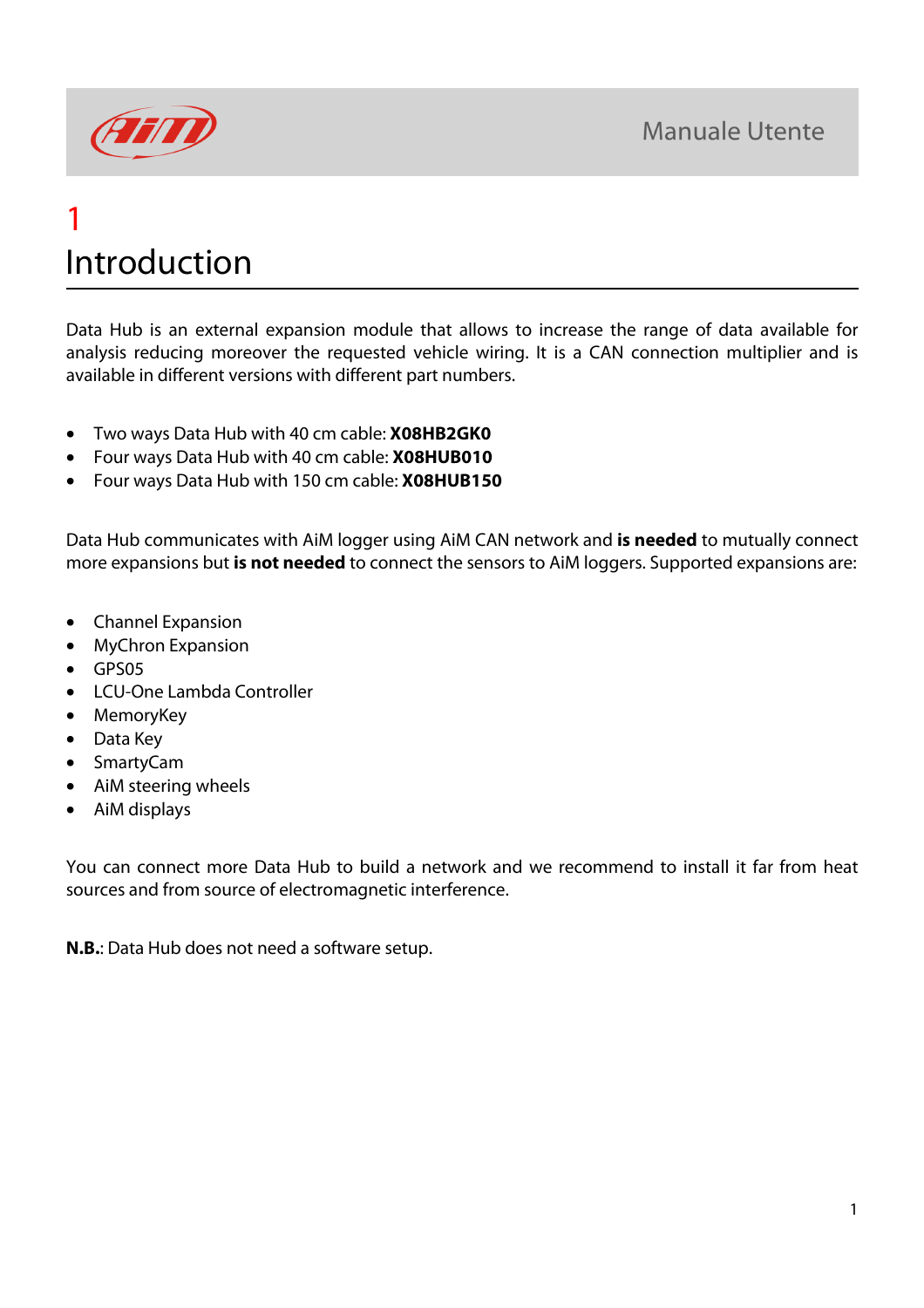# 1 Introduction

Data Hub is an external expansion module that allows to increase the range of data available for analysis reducing moreover the requested vehicle wiring. It is a CAN connection multiplier and is available in different versions with different part numbers.

- Two ways Data Hub with 40 cm cable: **X08HB2GK0**
- Four ways Data Hub with 40 cm cable: **X08HUB010**
- Four ways Data Hub with 150 cm cable: **X08HUB150**

Data Hub communicates with AiM logger using AiM CAN network and **is needed** to mutually connect more expansions but **is not needed** to connect the sensors to AiM loggers. Supported expansions are:

- Channel Expansion
- MyChron Expansion
- GPS05
- LCU-One Lambda Controller
- MemoryKey
- Data Key
- SmartyCam
- AiM steering wheels
- AiM displays

You can connect more Data Hub to build a network and we recommend to install it far from heat sources and from source of electromagnetic interference.

**N.B.**: Data Hub does not need a software setup.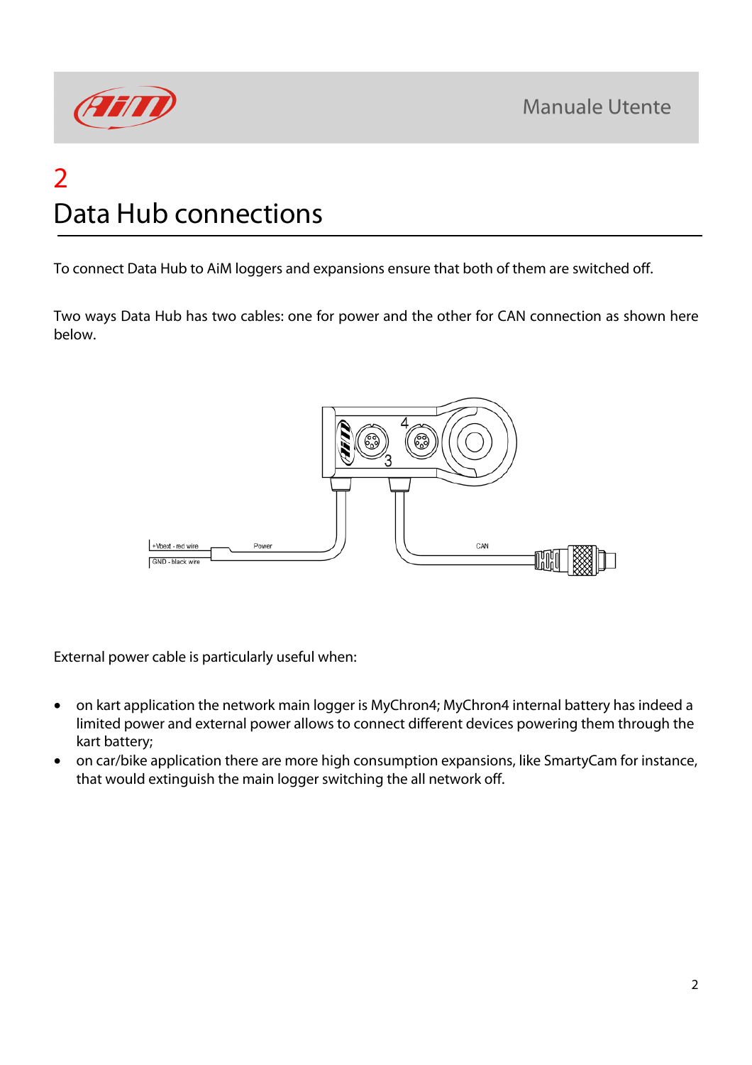# 2 Data Hub connections

To connect Data Hub to AiM loggers and expansions ensure that both of them are switched off.

Two ways Data Hub has two cables: one for power and the other for CAN connection as shown here below.

External power cable is particularly useful when:

- on kart application the network main logger is MyChron4; MyChron4 internal battery has indeed a limited power and external power allows to connect different devices powering them through the kart battery;
- on car/bike application there are more high consumption expansions, like SmartyCam for instance, that would extinguish the main logger switching the all network off.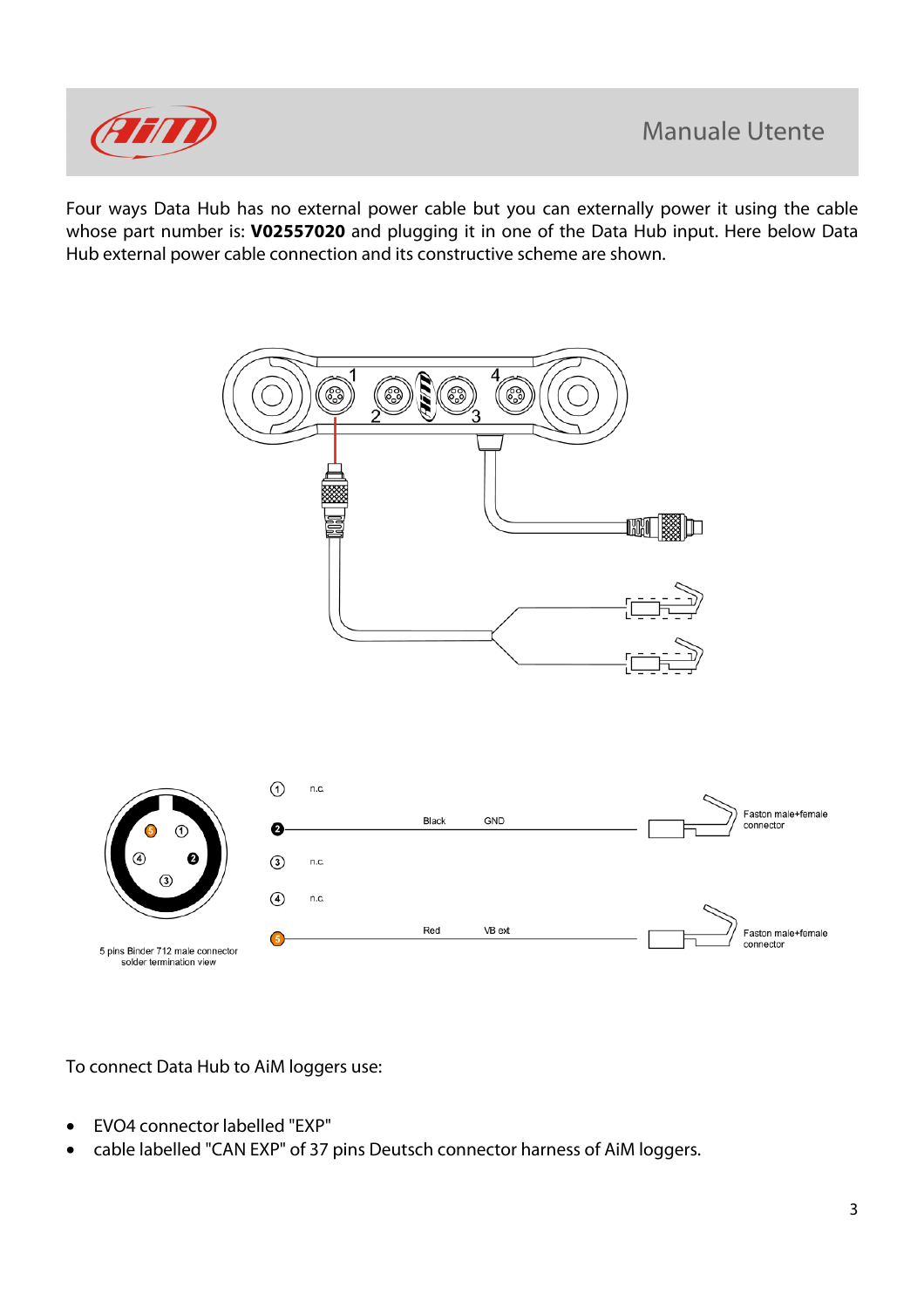Four ways Data Hub has no external power cable but you can externally power it using the cable whose part number is: **V02557020** and plugging it in one of the Data Hub input. Here below Data Hub external power cable connection and its constructive scheme are shown.

| Pin | Wire | Signal | Connector |
|---|---|---|---|
| 1 | n.c. | | |
| 2 | Black | GND | Faston male+female connector |
| 3 | n.c. | | |
| 4 | n.c. | | |
| 5 | Red | VB ext | Faston male+female connector |

5 pins Binder 712 male connector solder termination view

To connect Data Hub to AiM loggers use:

- EVO4 connector labelled "EXP"
- cable labelled "CAN EXP" of 37 pins Deutsch connector harness of AiM loggers.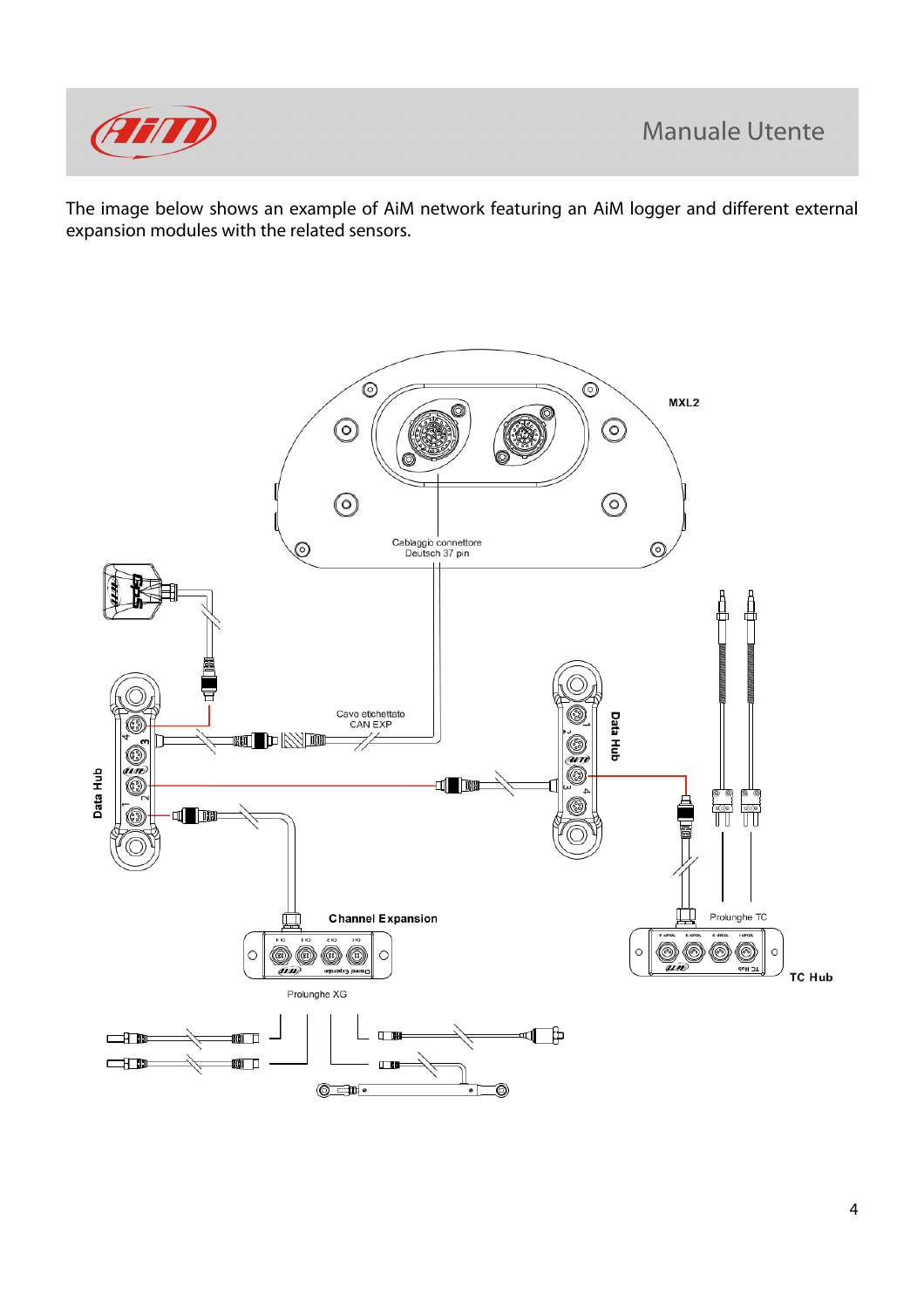The image below shows an example of AiM network featuring an AiM logger and different external expansion modules with the related sensors.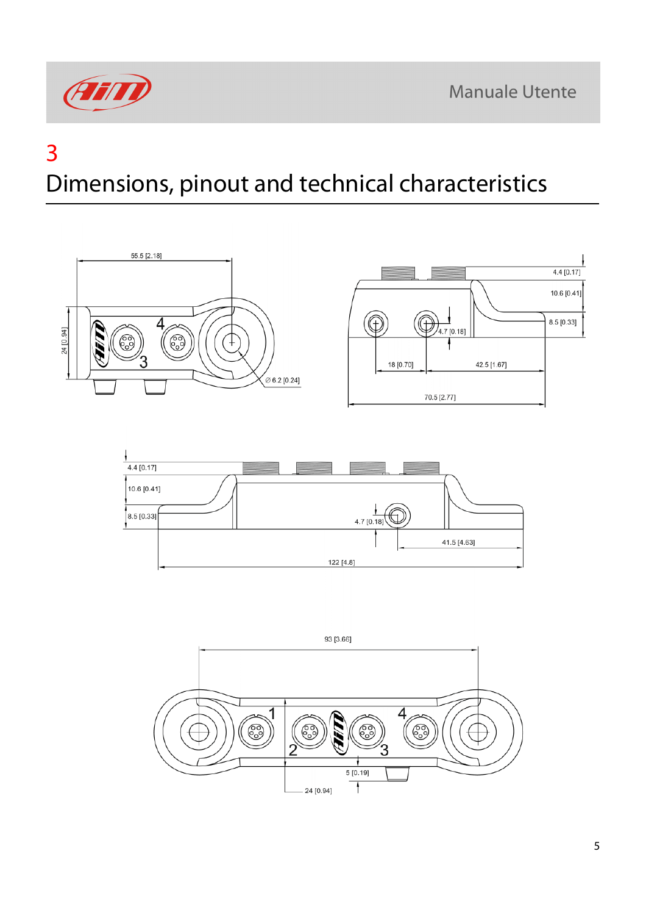# 3
# Dimensions, pinout and technical characteristics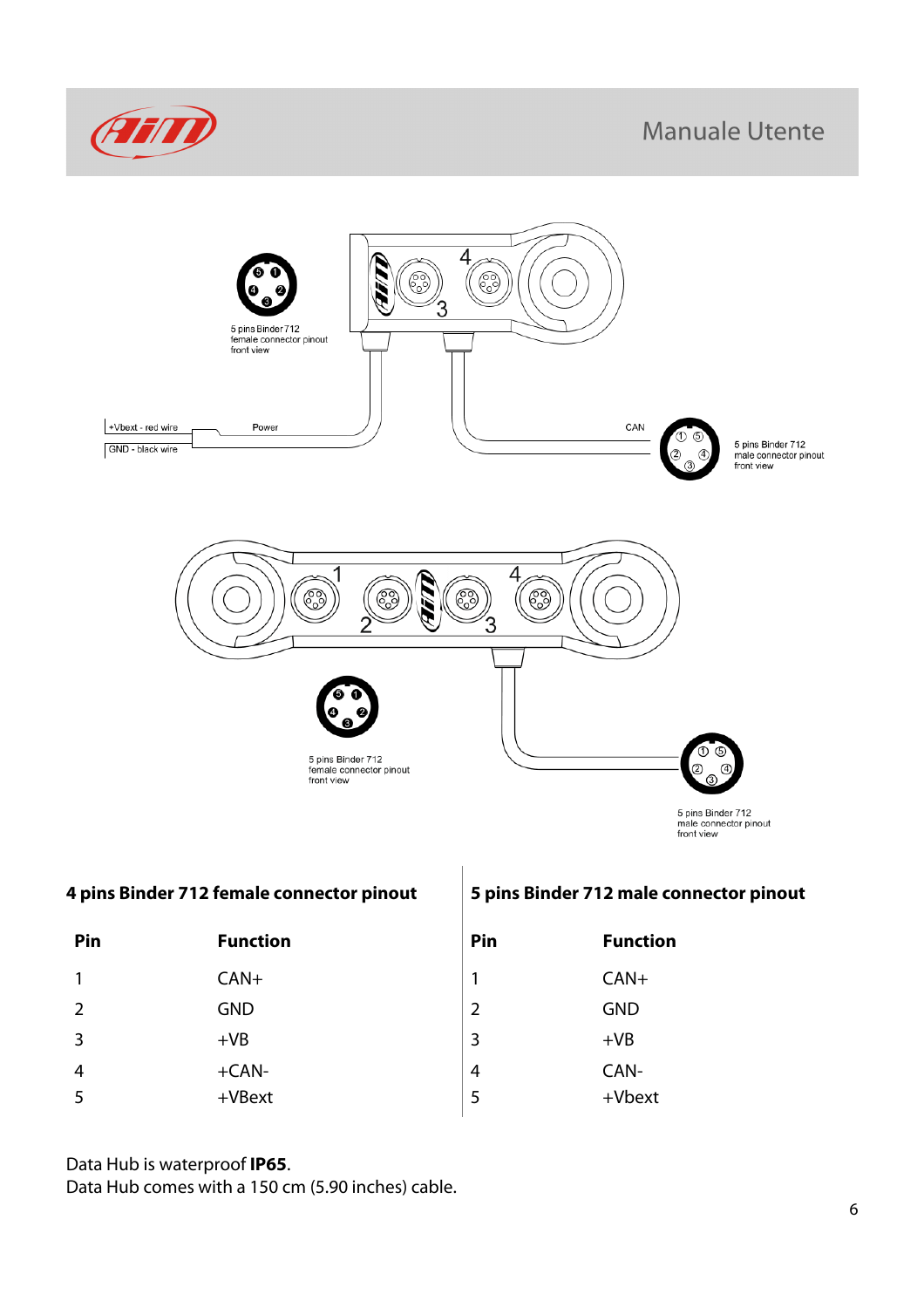5 pins Binder 712
female connector pinout
front view

+Vbext - red wire

GND - black wire

Power

CAN

5 pins Binder 712
male connector pinout
front view

5 pins Binder 712
female connector pinout
front view

5 pins Binder 712
male connector pinout
front view

**4 pins Binder 712 female connector pinout**

| Pin | Function |
|---|---|
| 1 | CAN+ |
| 2 | GND |
| 3 | +VB |
| 4 | +CAN- |
| 5 | +VBext |

**5 pins Binder 712 male connector pinout**

| Pin | Function |
|---|---|
| 1 | CAN+ |
| 2 | GND |
| 3 | +VB |
| 4 | CAN- |
| 5 | +Vbext |

Data Hub is waterproof **IP65**.
Data Hub comes with a 150 cm (5.90 inches) cable.